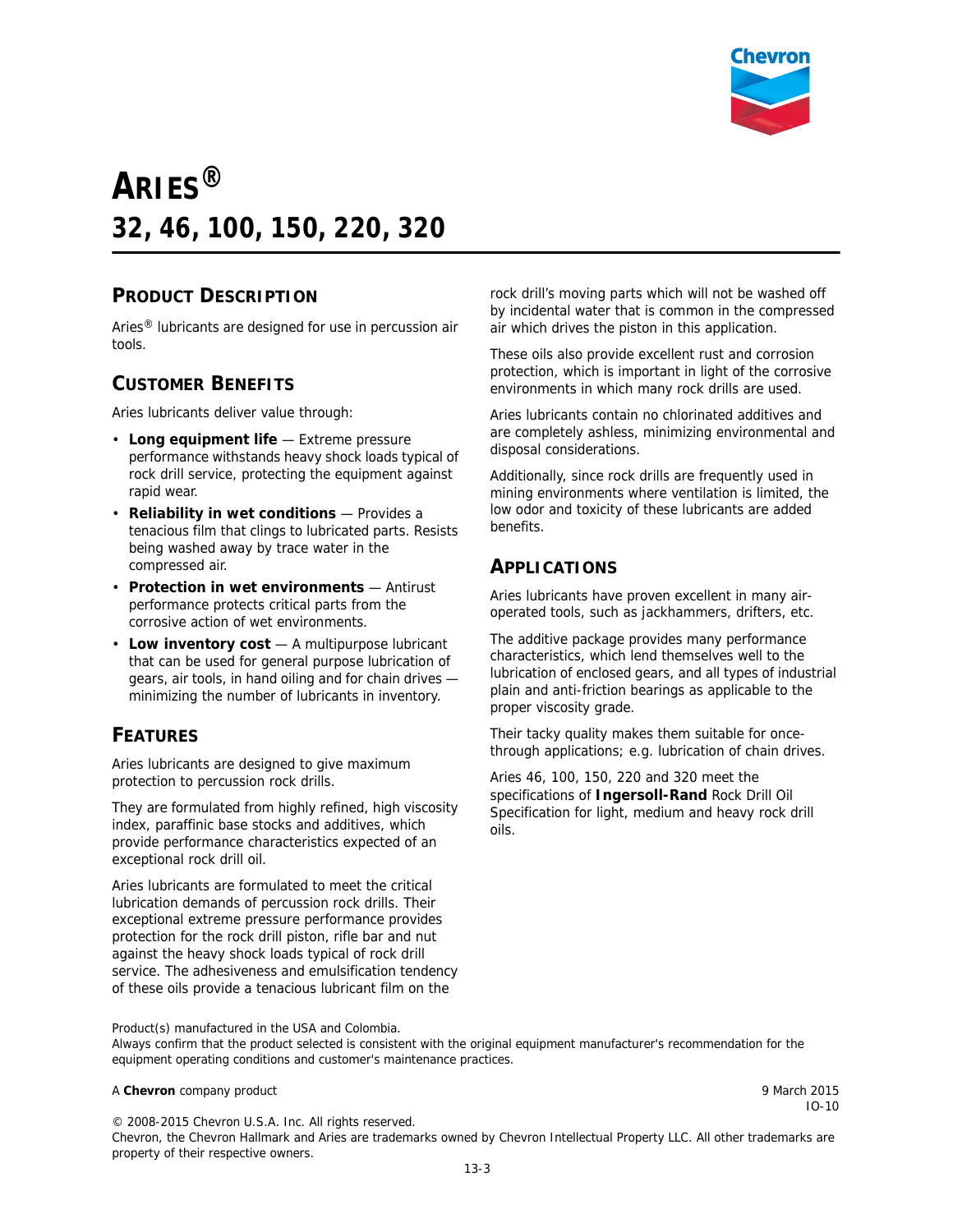# ARIES®

## 32, 46, 100, 150, 220, 320

## PRODUCT DESCRIPTION

Aries® lubricants are designed for use in percussion air tools.

## CUSTOMER BENEFITS

Aries lubricants deliver value through:

- **Long equipment life** — Extreme pressure performance withstands heavy shock loads typical of rock drill service, protecting the equipment against rapid wear.
- **Reliability in wet conditions** — Provides a tenacious film that clings to lubricated parts. Resists being washed away by trace water in the compressed air.
- **Protection in wet environments** — Antirust performance protects critical parts from the corrosive action of wet environments.
- **Low inventory cost** — A multipurpose lubricant that can be used for general purpose lubrication of gears, air tools, in hand oiling and for chain drives — minimizing the number of lubricants in inventory.

## FEATURES

Aries lubricants are designed to give maximum protection to percussion rock drills.

They are formulated from highly refined, high viscosity index, paraffinic base stocks and additives, which provide performance characteristics expected of an exceptional rock drill oil.

Aries lubricants are formulated to meet the critical lubrication demands of percussion rock drills. Their exceptional extreme pressure performance provides protection for the rock drill piston, rifle bar and nut against the heavy shock loads typical of rock drill service. The adhesiveness and emulsification tendency of these oils provide a tenacious lubricant film on the rock drill's moving parts which will not be washed off by incidental water that is common in the compressed air which drives the piston in this application.

These oils also provide excellent rust and corrosion protection, which is important in light of the corrosive environments in which many rock drills are used.

Aries lubricants contain no chlorinated additives and are completely ashless, minimizing environmental and disposal considerations.

Additionally, since rock drills are frequently used in mining environments where ventilation is limited, the low odor and toxicity of these lubricants are added benefits.

## APPLICATIONS

Aries lubricants have proven excellent in many air-operated tools, such as jackhammers, drifters, etc.

The additive package provides many performance characteristics, which lend themselves well to the lubrication of enclosed gears, and all types of industrial plain and anti-friction bearings as applicable to the proper viscosity grade.

Their tacky quality makes them suitable for once-through applications; e.g. lubrication of chain drives.

Aries 46, 100, 150, 220 and 320 meet the specifications of **Ingersoll-Rand** Rock Drill Oil Specification for light, medium and heavy rock drill oils.

Product(s) manufactured in the USA and Colombia.
Always confirm that the product selected is consistent with the original equipment manufacturer's recommendation for the equipment operating conditions and customer's maintenance practices.

A **Chevron** company product

9 March 2015
IO-10

© 2008-2015 Chevron U.S.A. Inc. All rights reserved.
Chevron, the Chevron Hallmark and Aries are trademarks owned by Chevron Intellectual Property LLC. All other trademarks are property of their respective owners.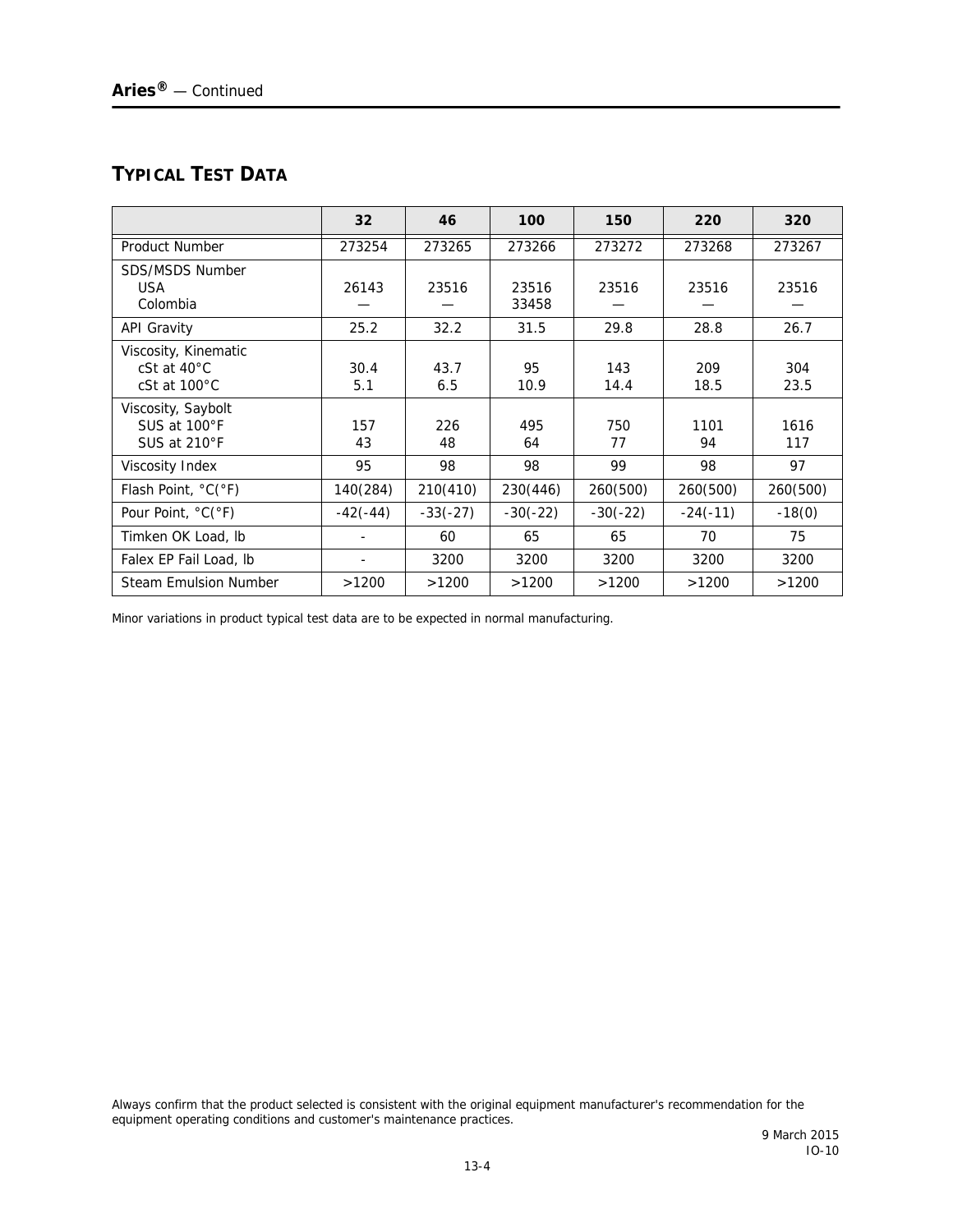## TYPICAL TEST DATA

| | 32 | 46 | 100 | 150 | 220 | 320 |
|---|---|---|---|---|---|---|
| Product Number | 273254 | 273265 | 273266 | 273272 | 273268 | 273267 |
| SDS/MSDS Number<br>USA<br>Colombia | <br>26143<br>— | <br>23516<br>— | <br>23516<br>33458 | <br>23516<br>— | <br>23516<br>— | <br>23516<br>— |
| API Gravity | 25.2 | 32.2 | 31.5 | 29.8 | 28.8 | 26.7 |
| Viscosity, Kinematic<br>cSt at 40°C<br>cSt at 100°C | <br>30.4<br>5.1 | <br>43.7<br>6.5 | <br>95<br>10.9 | <br>143<br>14.4 | <br>209<br>18.5 | <br>304<br>23.5 |
| Viscosity, Saybolt<br>SUS at 100°F<br>SUS at 210°F | <br>157<br>43 | <br>226<br>48 | <br>495<br>64 | <br>750<br>77 | <br>1101<br>94 | <br>1616<br>117 |
| Viscosity Index | 95 | 98 | 98 | 99 | 98 | 97 |
| Flash Point, °C(°F) | 140(284) | 210(410) | 230(446) | 260(500) | 260(500) | 260(500) |
| Pour Point, °C(°F) | -42(-44) | -33(-27) | -30(-22) | -30(-22) | -24(-11) | -18(0) |
| Timken OK Load, lb | - | 60 | 65 | 65 | 70 | 75 |
| Falex EP Fail Load, lb | - | 3200 | 3200 | 3200 | 3200 | 3200 |
| Steam Emulsion Number | >1200 | >1200 | >1200 | >1200 | >1200 | >1200 |

Minor variations in product typical test data are to be expected in normal manufacturing.

Always confirm that the product selected is consistent with the original equipment manufacturer's recommendation for the equipment operating conditions and customer's maintenance practices.

9 March 2015
IO-10